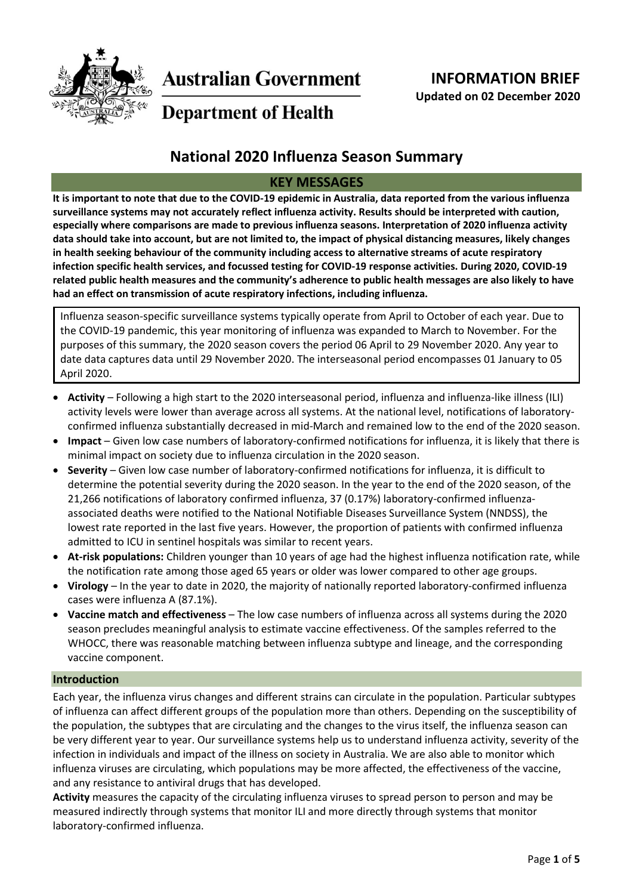**Australian Government**

**Department of Health**

**INFORMATION BRIEF**
**Updated on 02 December 2020**

# National 2020 Influenza Season Summary

## KEY MESSAGES

**It is important to note that due to the COVID-19 epidemic in Australia, data reported from the various influenza surveillance systems may not accurately reflect influenza activity. Results should be interpreted with caution, especially where comparisons are made to previous influenza seasons. Interpretation of 2020 influenza activity data should take into account, but are not limited to, the impact of physical distancing measures, likely changes in health seeking behaviour of the community including access to alternative streams of acute respiratory infection specific health services, and focussed testing for COVID-19 response activities. During 2020, COVID-19 related public health measures and the community's adherence to public health messages are also likely to have had an effect on transmission of acute respiratory infections, including influenza.**

Influenza season-specific surveillance systems typically operate from April to October of each year. Due to the COVID-19 pandemic, this year monitoring of influenza was expanded to March to November. For the purposes of this summary, the 2020 season covers the period 06 April to 29 November 2020. Any year to date data captures data until 29 November 2020. The interseasonal period encompasses 01 January to 05 April 2020.

- **Activity** – Following a high start to the 2020 interseasonal period, influenza and influenza-like illness (ILI) activity levels were lower than average across all systems. At the national level, notifications of laboratory-confirmed influenza substantially decreased in mid-March and remained low to the end of the 2020 season.
- **Impact** – Given low case numbers of laboratory-confirmed notifications for influenza, it is likely that there is minimal impact on society due to influenza circulation in the 2020 season.
- **Severity** – Given low case number of laboratory-confirmed notifications for influenza, it is difficult to determine the potential severity during the 2020 season. In the year to the end of the 2020 season, of the 21,266 notifications of laboratory confirmed influenza, 37 (0.17%) laboratory-confirmed influenza-associated deaths were notified to the National Notifiable Diseases Surveillance System (NNDSS), the lowest rate reported in the last five years. However, the proportion of patients with confirmed influenza admitted to ICU in sentinel hospitals was similar to recent years.
- **At-risk populations:** Children younger than 10 years of age had the highest influenza notification rate, while the notification rate among those aged 65 years or older was lower compared to other age groups.
- **Virology** – In the year to date in 2020, the majority of nationally reported laboratory-confirmed influenza cases were influenza A (87.1%).
- **Vaccine match and effectiveness** – The low case numbers of influenza across all systems during the 2020 season precludes meaningful analysis to estimate vaccine effectiveness. Of the samples referred to the WHOCC, there was reasonable matching between influenza subtype and lineage, and the corresponding vaccine component.

### Introduction

Each year, the influenza virus changes and different strains can circulate in the population. Particular subtypes of influenza can affect different groups of the population more than others. Depending on the susceptibility of the population, the subtypes that are circulating and the changes to the virus itself, the influenza season can be very different year to year. Our surveillance systems help us to understand influenza activity, severity of the infection in individuals and impact of the illness on society in Australia. We are also able to monitor which influenza viruses are circulating, which populations may be more affected, the effectiveness of the vaccine, and any resistance to antiviral drugs that has developed.

**Activity** measures the capacity of the circulating influenza viruses to spread person to person and may be measured indirectly through systems that monitor ILI and more directly through systems that monitor laboratory-confirmed influenza.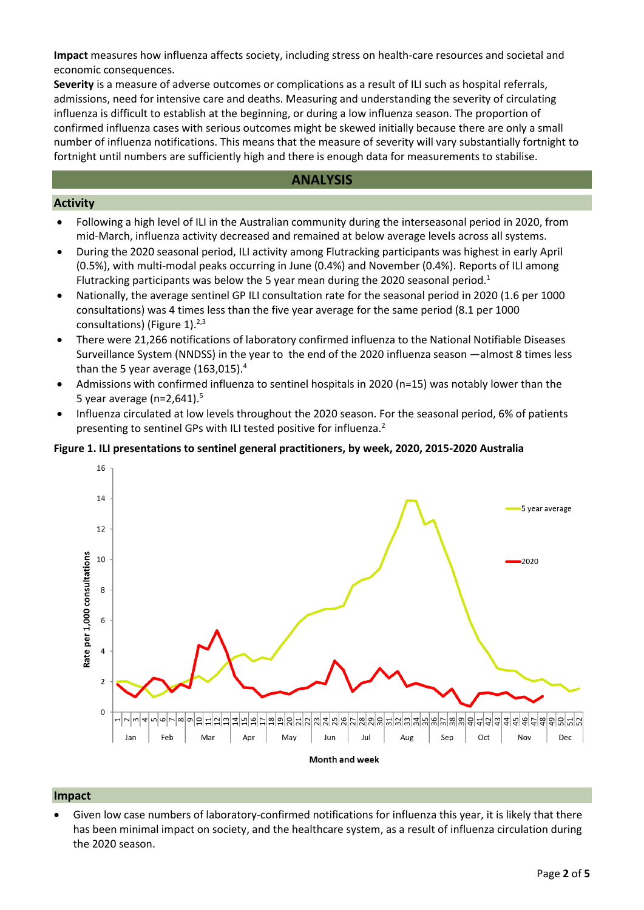**Impact** measures how influenza affects society, including stress on health-care resources and societal and economic consequences.

**Severity** is a measure of adverse outcomes or complications as a result of ILI such as hospital referrals, admissions, need for intensive care and deaths. Measuring and understanding the severity of circulating influenza is difficult to establish at the beginning, or during a low influenza season. The proportion of confirmed influenza cases with serious outcomes might be skewed initially because there are only a small number of influenza notifications. This means that the measure of severity will vary substantially fortnight to fortnight until numbers are sufficiently high and there is enough data for measurements to stabilise.

## ANALYSIS

### Activity

- Following a high level of ILI in the Australian community during the interseasonal period in 2020, from mid-March, influenza activity decreased and remained at below average levels across all systems.
- During the 2020 seasonal period, ILI activity among Flutracking participants was highest in early April (0.5%), with multi-modal peaks occurring in June (0.4%) and November (0.4%). Reports of ILI among Flutracking participants was below the 5 year mean during the 2020 seasonal period.[1]
- Nationally, the average sentinel GP ILI consultation rate for the seasonal period in 2020 (1.6 per 1000 consultations) was 4 times less than the five year average for the same period (8.1 per 1000 consultations) (Figure 1).[2,3]
- There were 21,266 notifications of laboratory confirmed influenza to the National Notifiable Diseases Surveillance System (NNDSS) in the year to the end of the 2020 influenza season —almost 8 times less than the 5 year average (163,015).[4]
- Admissions with confirmed influenza to sentinel hospitals in 2020 (n=15) was notably lower than the 5 year average (n=2,641).[5]
- Influenza circulated at low levels throughout the 2020 season. For the seasonal period, 6% of patients presenting to sentinel GPs with ILI tested positive for influenza.[2]

**Figure 1. ILI presentations to sentinel general practitioners, by week, 2020, 2015-2020 Australia**

### Impact

- Given low case numbers of laboratory-confirmed notifications for influenza this year, it is likely that there has been minimal impact on society, and the healthcare system, as a result of influenza circulation during the 2020 season.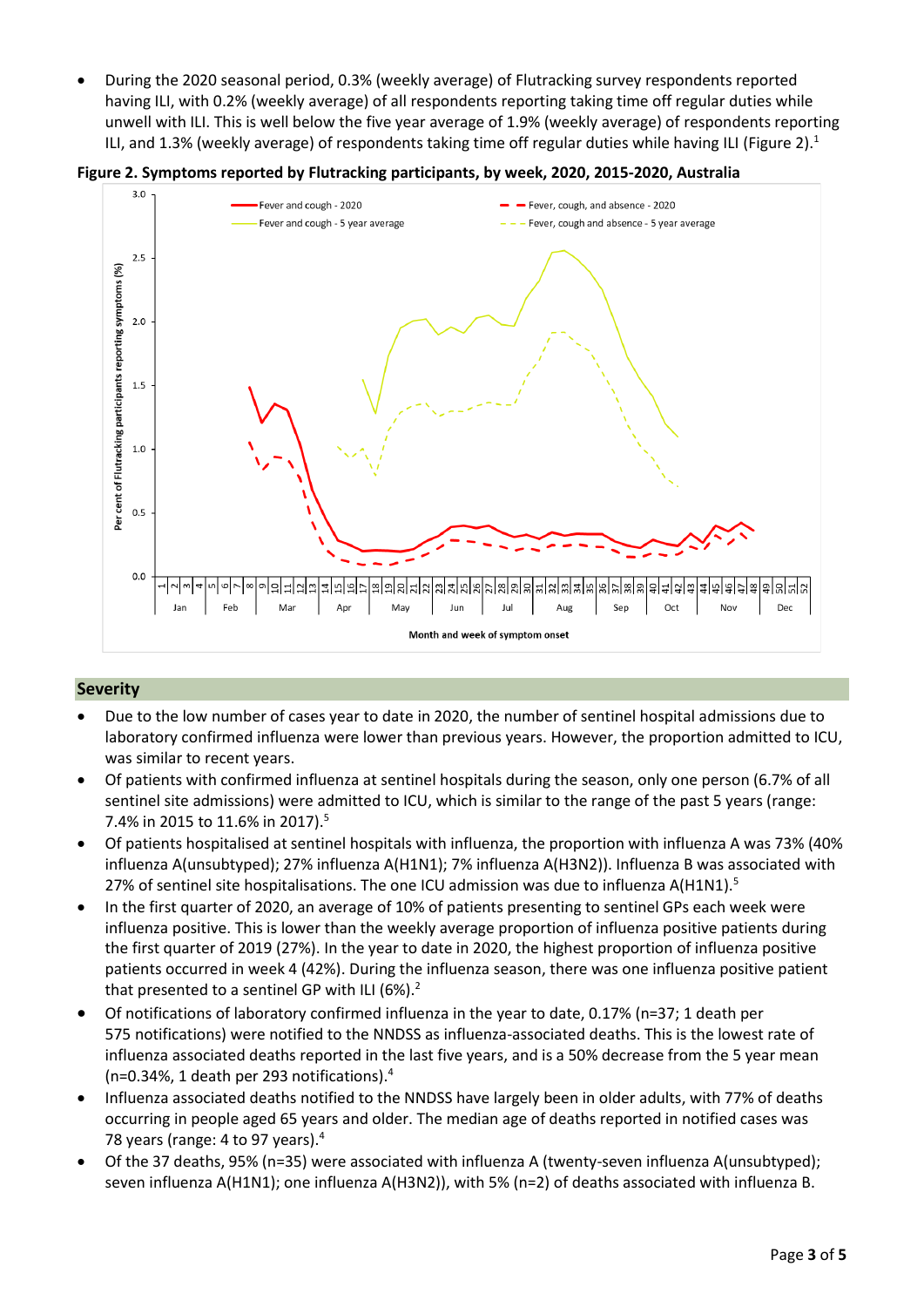- During the 2020 seasonal period, 0.3% (weekly average) of Flutracking survey respondents reported having ILI, with 0.2% (weekly average) of all respondents reporting taking time off regular duties while unwell with ILI. This is well below the five year average of 1.9% (weekly average) of respondents reporting ILI, and 1.3% (weekly average) of respondents taking time off regular duties while having ILI (Figure 2).[1]

**Figure 2. Symptoms reported by Flutracking participants, by week, 2020, 2015-2020, Australia**

## Severity

- Due to the low number of cases year to date in 2020, the number of sentinel hospital admissions due to laboratory confirmed influenza were lower than previous years. However, the proportion admitted to ICU, was similar to recent years.
- Of patients with confirmed influenza at sentinel hospitals during the season, only one person (6.7% of all sentinel site admissions) were admitted to ICU, which is similar to the range of the past 5 years (range: 7.4% in 2015 to 11.6% in 2017).[5]
- Of patients hospitalised at sentinel hospitals with influenza, the proportion with influenza A was 73% (40% influenza A(unsubtyped); 27% influenza A(H1N1); 7% influenza A(H3N2)). Influenza B was associated with 27% of sentinel site hospitalisations. The one ICU admission was due to influenza A(H1N1).[5]
- In the first quarter of 2020, an average of 10% of patients presenting to sentinel GPs each week were influenza positive. This is lower than the weekly average proportion of influenza positive patients during the first quarter of 2019 (27%). In the year to date in 2020, the highest proportion of influenza positive patients occurred in week 4 (42%). During the influenza season, there was one influenza positive patient that presented to a sentinel GP with ILI (6%).[2]
- Of notifications of laboratory confirmed influenza in the year to date, 0.17% (n=37; 1 death per 575 notifications) were notified to the NNDSS as influenza-associated deaths. This is the lowest rate of influenza associated deaths reported in the last five years, and is a 50% decrease from the 5 year mean (n=0.34%, 1 death per 293 notifications).[4]
- Influenza associated deaths notified to the NNDSS have largely been in older adults, with 77% of deaths occurring in people aged 65 years and older. The median age of deaths reported in notified cases was 78 years (range: 4 to 97 years).[4]
- Of the 37 deaths, 95% (n=35) were associated with influenza A (twenty-seven influenza A(unsubtyped); seven influenza A(H1N1); one influenza A(H3N2)), with 5% (n=2) of deaths associated with influenza B.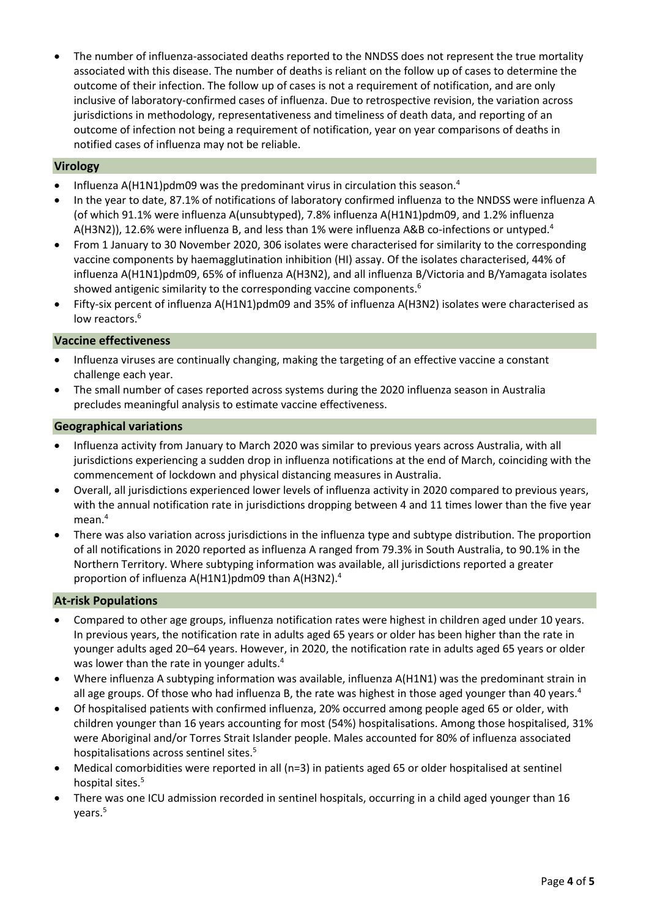- The number of influenza-associated deaths reported to the NNDSS does not represent the true mortality associated with this disease. The number of deaths is reliant on the follow up of cases to determine the outcome of their infection. The follow up of cases is not a requirement of notification, and are only inclusive of laboratory-confirmed cases of influenza. Due to retrospective revision, the variation across jurisdictions in methodology, representativeness and timeliness of death data, and reporting of an outcome of infection not being a requirement of notification, year on year comparisons of deaths in notified cases of influenza may not be reliable.

## Virology

- Influenza A(H1N1)pdm09 was the predominant virus in circulation this season.[4]
- In the year to date, 87.1% of notifications of laboratory confirmed influenza to the NNDSS were influenza A (of which 91.1% were influenza A(unsubtyped), 7.8% influenza A(H1N1)pdm09, and 1.2% influenza A(H3N2)), 12.6% were influenza B, and less than 1% were influenza A&B co-infections or untyped.[4]
- From 1 January to 30 November 2020, 306 isolates were characterised for similarity to the corresponding vaccine components by haemagglutination inhibition (HI) assay. Of the isolates characterised, 44% of influenza A(H1N1)pdm09, 65% of influenza A(H3N2), and all influenza B/Victoria and B/Yamagata isolates showed antigenic similarity to the corresponding vaccine components.[6]
- Fifty-six percent of influenza A(H1N1)pdm09 and 35% of influenza A(H3N2) isolates were characterised as low reactors.[6]

## Vaccine effectiveness

- Influenza viruses are continually changing, making the targeting of an effective vaccine a constant challenge each year.
- The small number of cases reported across systems during the 2020 influenza season in Australia precludes meaningful analysis to estimate vaccine effectiveness.

## Geographical variations

- Influenza activity from January to March 2020 was similar to previous years across Australia, with all jurisdictions experiencing a sudden drop in influenza notifications at the end of March, coinciding with the commencement of lockdown and physical distancing measures in Australia.
- Overall, all jurisdictions experienced lower levels of influenza activity in 2020 compared to previous years, with the annual notification rate in jurisdictions dropping between 4 and 11 times lower than the five year mean.[4]
- There was also variation across jurisdictions in the influenza type and subtype distribution. The proportion of all notifications in 2020 reported as influenza A ranged from 79.3% in South Australia, to 90.1% in the Northern Territory. Where subtyping information was available, all jurisdictions reported a greater proportion of influenza A(H1N1)pdm09 than A(H3N2).[4]

## At-risk Populations

- Compared to other age groups, influenza notification rates were highest in children aged under 10 years. In previous years, the notification rate in adults aged 65 years or older has been higher than the rate in younger adults aged 20–64 years. However, in 2020, the notification rate in adults aged 65 years or older was lower than the rate in younger adults.[4]
- Where influenza A subtyping information was available, influenza A(H1N1) was the predominant strain in all age groups. Of those who had influenza B, the rate was highest in those aged younger than 40 years.[4]
- Of hospitalised patients with confirmed influenza, 20% occurred among people aged 65 or older, with children younger than 16 years accounting for most (54%) hospitalisations. Among those hospitalised, 31% were Aboriginal and/or Torres Strait Islander people. Males accounted for 80% of influenza associated hospitalisations across sentinel sites.[5]
- Medical comorbidities were reported in all (n=3) in patients aged 65 or older hospitalised at sentinel hospital sites.[5]
- There was one ICU admission recorded in sentinel hospitals, occurring in a child aged younger than 16 years.[5]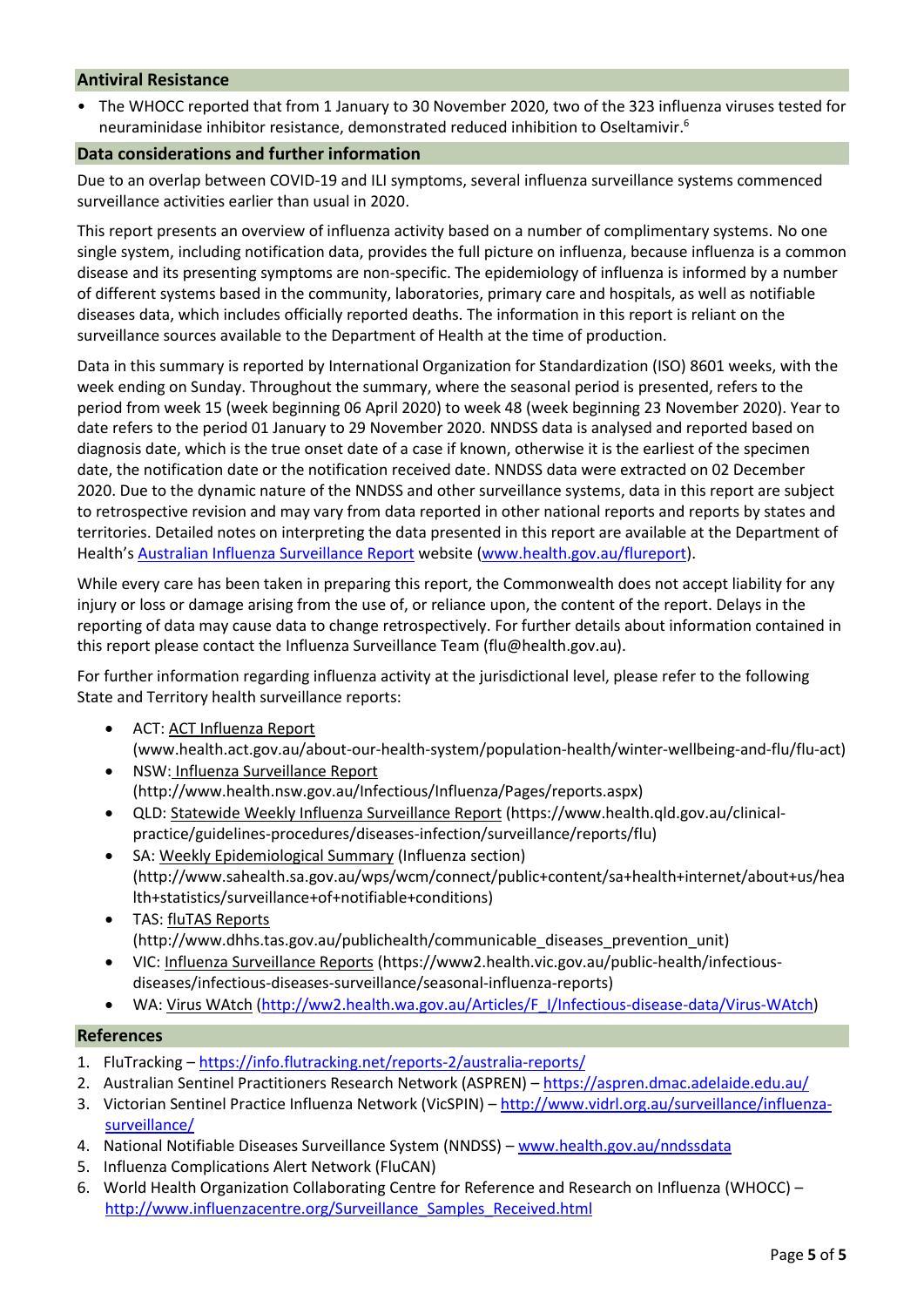## Antiviral Resistance

- The WHOCC reported that from 1 January to 30 November 2020, two of the 323 influenza viruses tested for neuraminidase inhibitor resistance, demonstrated reduced inhibition to Oseltamivir.[6]

## Data considerations and further information

Due to an overlap between COVID-19 and ILI symptoms, several influenza surveillance systems commenced surveillance activities earlier than usual in 2020.

This report presents an overview of influenza activity based on a number of complimentary systems. No one single system, including notification data, provides the full picture on influenza, because influenza is a common disease and its presenting symptoms are non-specific. The epidemiology of influenza is informed by a number of different systems based in the community, laboratories, primary care and hospitals, as well as notifiable diseases data, which includes officially reported deaths. The information in this report is reliant on the surveillance sources available to the Department of Health at the time of production.

Data in this summary is reported by International Organization for Standardization (ISO) 8601 weeks, with the week ending on Sunday. Throughout the summary, where the seasonal period is presented, refers to the period from week 15 (week beginning 06 April 2020) to week 48 (week beginning 23 November 2020). Year to date refers to the period 01 January to 29 November 2020. NNDSS data is analysed and reported based on diagnosis date, which is the true onset date of a case if known, otherwise it is the earliest of the specimen date, the notification date or the notification received date. NNDSS data were extracted on 02 December 2020. Due to the dynamic nature of the NNDSS and other surveillance systems, data in this report are subject to retrospective revision and may vary from data reported in other national reports and reports by states and territories. Detailed notes on interpreting the data presented in this report are available at the Department of Health's [Australian Influenza Surveillance Report](www.health.gov.au/flureport) website ([www.health.gov.au/flureport](www.health.gov.au/flureport)).

While every care has been taken in preparing this report, the Commonwealth does not accept liability for any injury or loss or damage arising from the use of, or reliance upon, the content of the report. Delays in the reporting of data may cause data to change retrospectively. For further details about information contained in this report please contact the Influenza Surveillance Team (flu@health.gov.au).

For further information regarding influenza activity at the jurisdictional level, please refer to the following State and Territory health surveillance reports:

- ACT: ACT Influenza Report (www.health.act.gov.au/about-our-health-system/population-health/winter-wellbeing-and-flu/flu-act)
- NSW: Influenza Surveillance Report (http://www.health.nsw.gov.au/Infectious/Influenza/Pages/reports.aspx)
- QLD: Statewide Weekly Influenza Surveillance Report (https://www.health.qld.gov.au/clinical-practice/guidelines-procedures/diseases-infection/surveillance/reports/flu)
- SA: Weekly Epidemiological Summary (Influenza section) (http://www.sahealth.sa.gov.au/wps/wcm/connect/public+content/sa+health+internet/about+us/health+statistics/surveillance+of+notifiable+conditions)
- TAS: fluTAS Reports (http://www.dhhs.tas.gov.au/publichealth/communicable_diseases_prevention_unit)
- VIC: Influenza Surveillance Reports (https://www2.health.vic.gov.au/public-health/infectious-diseases/infectious-diseases-surveillance/seasonal-influenza-reports)
- WA: Virus WAtch (http://ww2.health.wa.gov.au/Articles/F_I/Infectious-disease-data/Virus-WAtch)

## References

1. FluTracking – https://info.flutracking.net/reports-2/australia-reports/
2. Australian Sentinel Practitioners Research Network (ASPREN) – https://aspren.dmac.adelaide.edu.au/
3. Victorian Sentinel Practice Influenza Network (VicSPIN) – http://www.vidrl.org.au/surveillance/influenza-surveillance/
4. National Notifiable Diseases Surveillance System (NNDSS) – www.health.gov.au/nndssdata
5. Influenza Complications Alert Network (FluCAN)
6. World Health Organization Collaborating Centre for Reference and Research on Influenza (WHOCC) – http://www.influenzacentre.org/Surveillance_Samples_Received.html